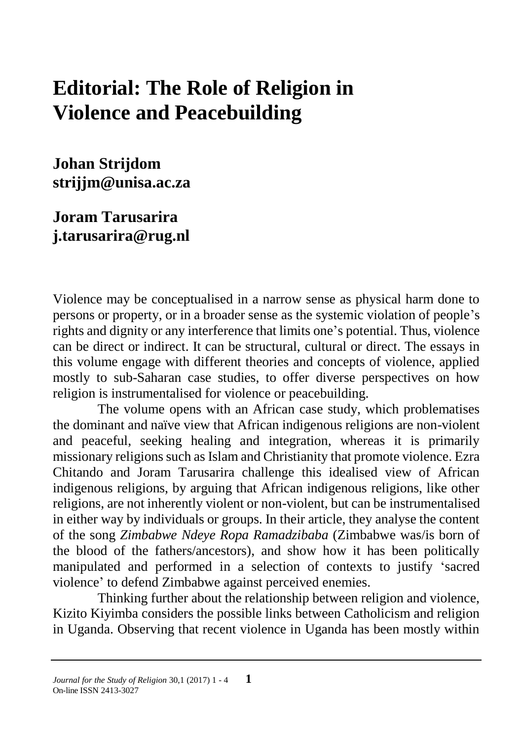# Editorial: The Role of Religion in Violence and Peacebuilding

**Johan Strijdom**
**strijjm@unisa.ac.za**

**Joram Tarusarira**
**j.tarusarira@rug.nl**

Violence may be conceptualised in a narrow sense as physical harm done to persons or property, or in a broader sense as the systemic violation of people's rights and dignity or any interference that limits one's potential. Thus, violence can be direct or indirect. It can be structural, cultural or direct. The essays in this volume engage with different theories and concepts of violence, applied mostly to sub-Saharan case studies, to offer diverse perspectives on how religion is instrumentalised for violence or peacebuilding.

The volume opens with an African case study, which problematises the dominant and naïve view that African indigenous religions are non-violent and peaceful, seeking healing and integration, whereas it is primarily missionary religions such as Islam and Christianity that promote violence. Ezra Chitando and Joram Tarusarira challenge this idealised view of African indigenous religions, by arguing that African indigenous religions, like other religions, are not inherently violent or non-violent, but can be instrumentalised in either way by individuals or groups. In their article, they analyse the content of the song *Zimbabwe Ndeye Ropa Ramadzibaba* (Zimbabwe was/is born of the blood of the fathers/ancestors), and show how it has been politically manipulated and performed in a selection of contexts to justify 'sacred violence' to defend Zimbabwe against perceived enemies.

Thinking further about the relationship between religion and violence, Kizito Kiyimba considers the possible links between Catholicism and religion in Uganda. Observing that recent violence in Uganda has been mostly within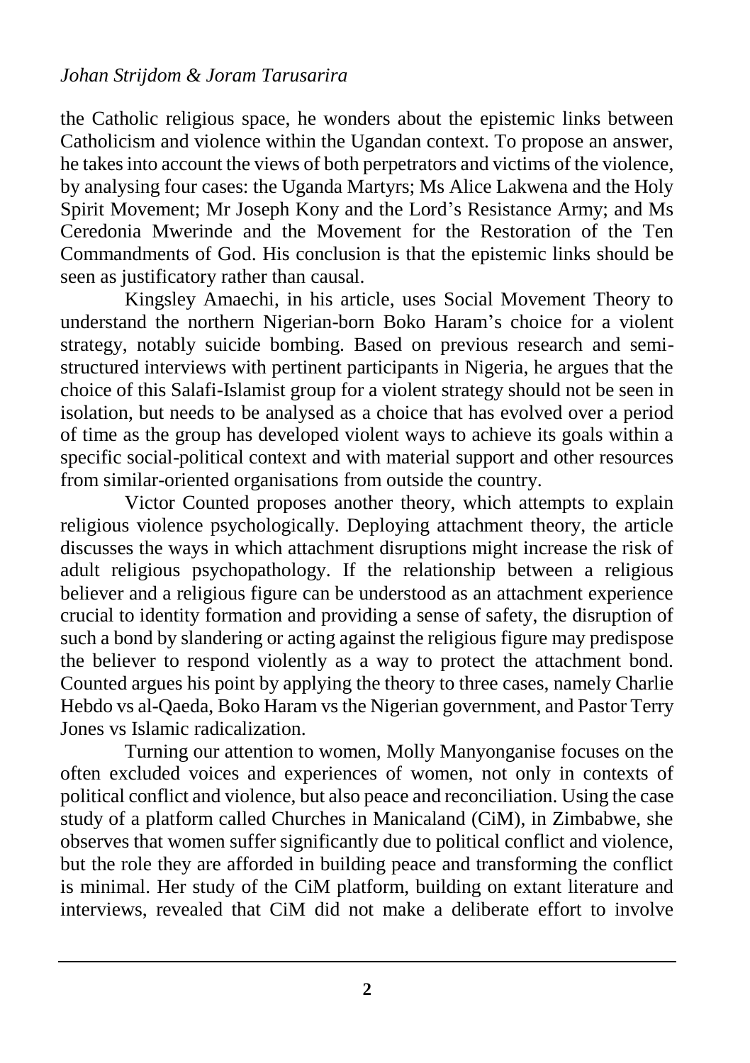the Catholic religious space, he wonders about the epistemic links between Catholicism and violence within the Ugandan context. To propose an answer, he takes into account the views of both perpetrators and victims of the violence, by analysing four cases: the Uganda Martyrs; Ms Alice Lakwena and the Holy Spirit Movement; Mr Joseph Kony and the Lord's Resistance Army; and Ms Ceredonia Mwerinde and the Movement for the Restoration of the Ten Commandments of God. His conclusion is that the epistemic links should be seen as justificatory rather than causal.

Kingsley Amaechi, in his article, uses Social Movement Theory to understand the northern Nigerian-born Boko Haram's choice for a violent strategy, notably suicide bombing. Based on previous research and semi-structured interviews with pertinent participants in Nigeria, he argues that the choice of this Salafi-Islamist group for a violent strategy should not be seen in isolation, but needs to be analysed as a choice that has evolved over a period of time as the group has developed violent ways to achieve its goals within a specific social-political context and with material support and other resources from similar-oriented organisations from outside the country.

Victor Counted proposes another theory, which attempts to explain religious violence psychologically. Deploying attachment theory, the article discusses the ways in which attachment disruptions might increase the risk of adult religious psychopathology. If the relationship between a religious believer and a religious figure can be understood as an attachment experience crucial to identity formation and providing a sense of safety, the disruption of such a bond by slandering or acting against the religious figure may predispose the believer to respond violently as a way to protect the attachment bond. Counted argues his point by applying the theory to three cases, namely Charlie Hebdo vs al-Qaeda, Boko Haram vs the Nigerian government, and Pastor Terry Jones vs Islamic radicalization.

Turning our attention to women, Molly Manyonganise focuses on the often excluded voices and experiences of women, not only in contexts of political conflict and violence, but also peace and reconciliation. Using the case study of a platform called Churches in Manicaland (CiM), in Zimbabwe, she observes that women suffer significantly due to political conflict and violence, but the role they are afforded in building peace and transforming the conflict is minimal. Her study of the CiM platform, building on extant literature and interviews, revealed that CiM did not make a deliberate effort to involve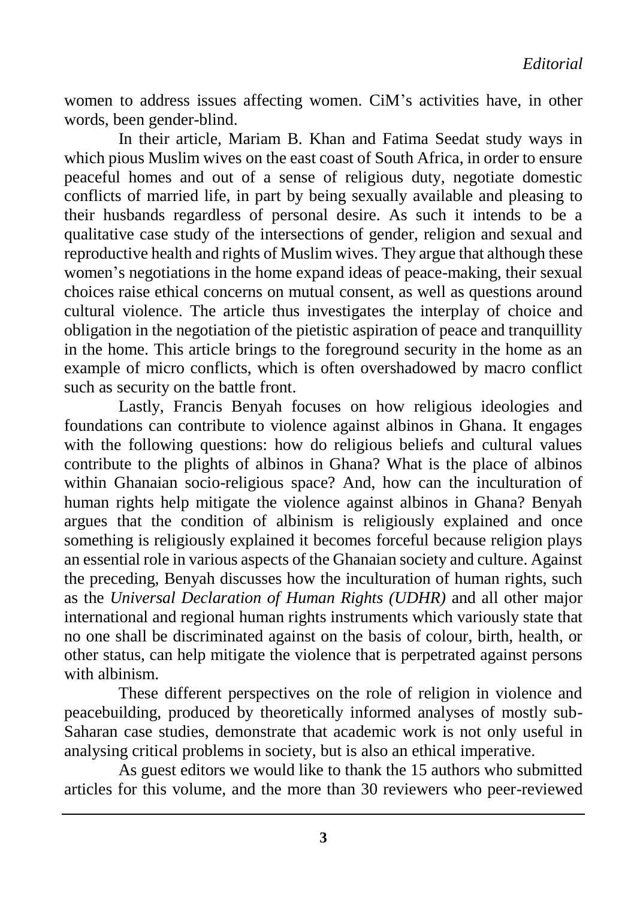women to address issues affecting women. CiM's activities have, in other words, been gender-blind.

In their article, Mariam B. Khan and Fatima Seedat study ways in which pious Muslim wives on the east coast of South Africa, in order to ensure peaceful homes and out of a sense of religious duty, negotiate domestic conflicts of married life, in part by being sexually available and pleasing to their husbands regardless of personal desire. As such it intends to be a qualitative case study of the intersections of gender, religion and sexual and reproductive health and rights of Muslim wives. They argue that although these women's negotiations in the home expand ideas of peace-making, their sexual choices raise ethical concerns on mutual consent, as well as questions around cultural violence. The article thus investigates the interplay of choice and obligation in the negotiation of the pietistic aspiration of peace and tranquillity in the home. This article brings to the foreground security in the home as an example of micro conflicts, which is often overshadowed by macro conflict such as security on the battle front.

Lastly, Francis Benyah focuses on how religious ideologies and foundations can contribute to violence against albinos in Ghana. It engages with the following questions: how do religious beliefs and cultural values contribute to the plights of albinos in Ghana? What is the place of albinos within Ghanaian socio-religious space? And, how can the inculturation of human rights help mitigate the violence against albinos in Ghana? Benyah argues that the condition of albinism is religiously explained and once something is religiously explained it becomes forceful because religion plays an essential role in various aspects of the Ghanaian society and culture. Against the preceding, Benyah discusses how the inculturation of human rights, such as the *Universal Declaration of Human Rights (UDHR)* and all other major international and regional human rights instruments which variously state that no one shall be discriminated against on the basis of colour, birth, health, or other status, can help mitigate the violence that is perpetrated against persons with albinism.

These different perspectives on the role of religion in violence and peacebuilding, produced by theoretically informed analyses of mostly sub-Saharan case studies, demonstrate that academic work is not only useful in analysing critical problems in society, but is also an ethical imperative.

As guest editors we would like to thank the 15 authors who submitted articles for this volume, and the more than 30 reviewers who peer-reviewed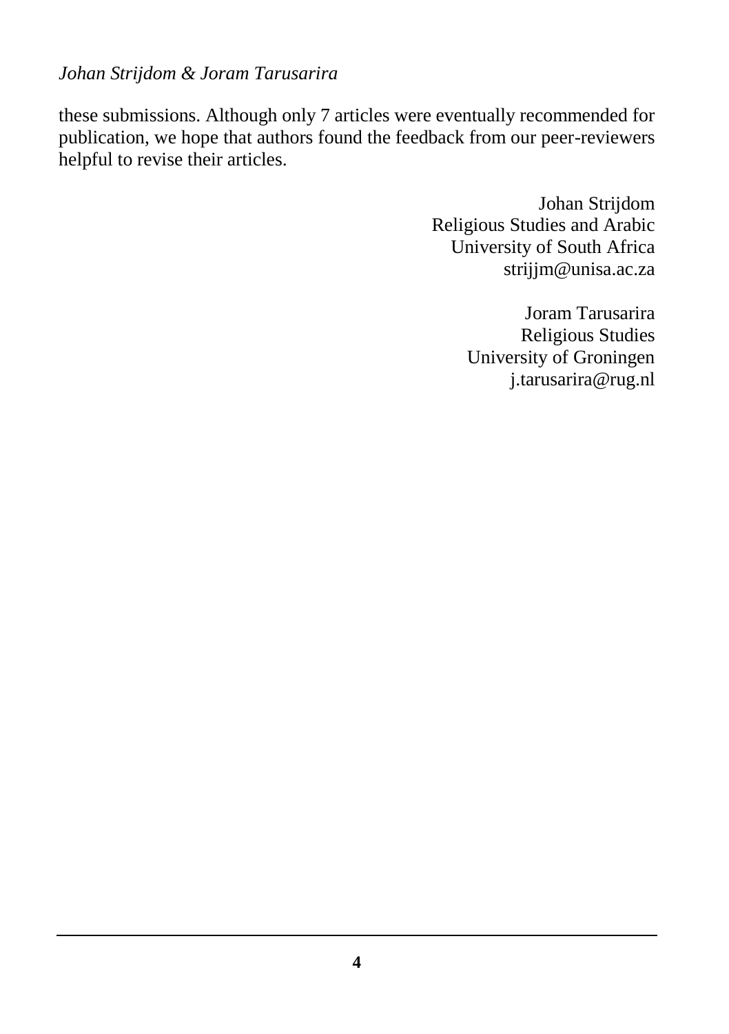these submissions. Although only 7 articles were eventually recommended for publication, we hope that authors found the feedback from our peer-reviewers helpful to revise their articles.

Johan Strijdom
Religious Studies and Arabic
University of South Africa
strijjm@unisa.ac.za

Joram Tarusarira
Religious Studies
University of Groningen
j.tarusarira@rug.nl